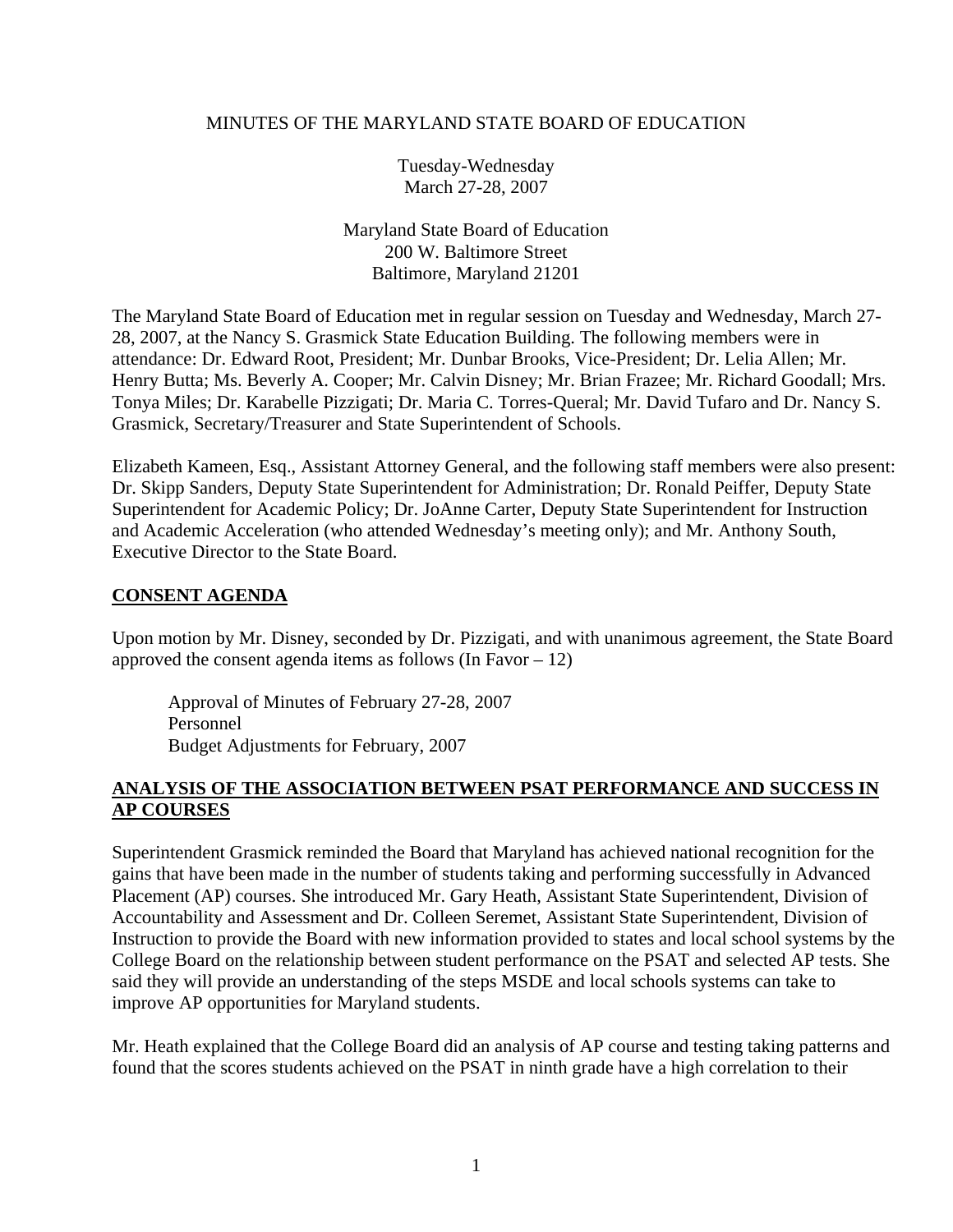# MINUTES OF THE MARYLAND STATE BOARD OF EDUCATION

Tuesday-Wednesday
March 27-28, 2007

Maryland State Board of Education
200 W. Baltimore Street
Baltimore, Maryland 21201

The Maryland State Board of Education met in regular session on Tuesday and Wednesday, March 27-28, 2007, at the Nancy S. Grasmick State Education Building. The following members were in attendance: Dr. Edward Root, President; Mr. Dunbar Brooks, Vice-President; Dr. Lelia Allen; Mr. Henry Butta; Ms. Beverly A. Cooper; Mr. Calvin Disney; Mr. Brian Frazee; Mr. Richard Goodall; Mrs. Tonya Miles; Dr. Karabelle Pizzigati; Dr. Maria C. Torres-Queral; Mr. David Tufaro and Dr. Nancy S. Grasmick, Secretary/Treasurer and State Superintendent of Schools.

Elizabeth Kameen, Esq., Assistant Attorney General, and the following staff members were also present: Dr. Skipp Sanders, Deputy State Superintendent for Administration; Dr. Ronald Peiffer, Deputy State Superintendent for Academic Policy; Dr. JoAnne Carter, Deputy State Superintendent for Instruction and Academic Acceleration (who attended Wednesday's meeting only); and Mr. Anthony South, Executive Director to the State Board.

## CONSENT AGENDA

Upon motion by Mr. Disney, seconded by Dr. Pizzigati, and with unanimous agreement, the State Board approved the consent agenda items as follows (In Favor – 12)

Approval of Minutes of February 27-28, 2007
Personnel
Budget Adjustments for February, 2007

## ANALYSIS OF THE ASSOCIATION BETWEEN PSAT PERFORMANCE AND SUCCESS IN AP COURSES

Superintendent Grasmick reminded the Board that Maryland has achieved national recognition for the gains that have been made in the number of students taking and performing successfully in Advanced Placement (AP) courses. She introduced Mr. Gary Heath, Assistant State Superintendent, Division of Accountability and Assessment and Dr. Colleen Seremet, Assistant State Superintendent, Division of Instruction to provide the Board with new information provided to states and local school systems by the College Board on the relationship between student performance on the PSAT and selected AP tests. She said they will provide an understanding of the steps MSDE and local schools systems can take to improve AP opportunities for Maryland students.

Mr. Heath explained that the College Board did an analysis of AP course and testing taking patterns and found that the scores students achieved on the PSAT in ninth grade have a high correlation to their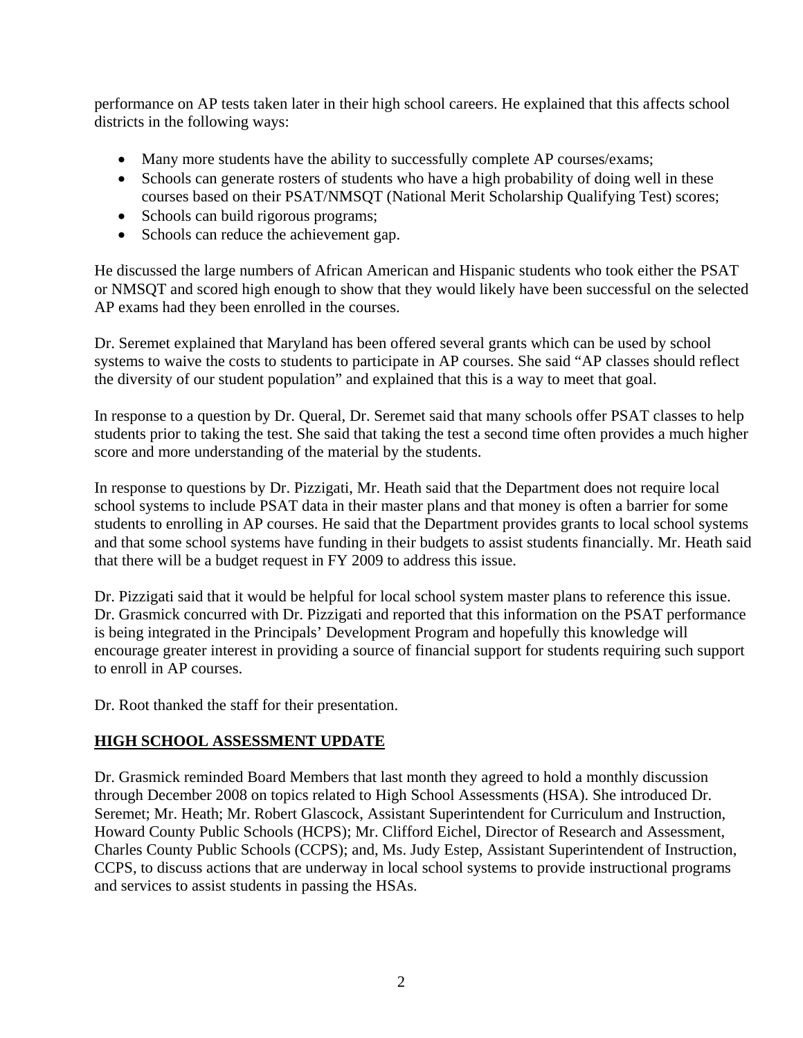performance on AP tests taken later in their high school careers. He explained that this affects school districts in the following ways:

- Many more students have the ability to successfully complete AP courses/exams;
- Schools can generate rosters of students who have a high probability of doing well in these courses based on their PSAT/NMSQT (National Merit Scholarship Qualifying Test) scores;
- Schools can build rigorous programs;
- Schools can reduce the achievement gap.

He discussed the large numbers of African American and Hispanic students who took either the PSAT or NMSQT and scored high enough to show that they would likely have been successful on the selected AP exams had they been enrolled in the courses.

Dr. Seremet explained that Maryland has been offered several grants which can be used by school systems to waive the costs to students to participate in AP courses. She said "AP classes should reflect the diversity of our student population" and explained that this is a way to meet that goal.

In response to a question by Dr. Queral, Dr. Seremet said that many schools offer PSAT classes to help students prior to taking the test. She said that taking the test a second time often provides a much higher score and more understanding of the material by the students.

In response to questions by Dr. Pizzigati, Mr. Heath said that the Department does not require local school systems to include PSAT data in their master plans and that money is often a barrier for some students to enrolling in AP courses. He said that the Department provides grants to local school systems and that some school systems have funding in their budgets to assist students financially. Mr. Heath said that there will be a budget request in FY 2009 to address this issue.

Dr. Pizzigati said that it would be helpful for local school system master plans to reference this issue. Dr. Grasmick concurred with Dr. Pizzigati and reported that this information on the PSAT performance is being integrated in the Principals' Development Program and hopefully this knowledge will encourage greater interest in providing a source of financial support for students requiring such support to enroll in AP courses.

Dr. Root thanked the staff for their presentation.

## HIGH SCHOOL ASSESSMENT UPDATE

Dr. Grasmick reminded Board Members that last month they agreed to hold a monthly discussion through December 2008 on topics related to High School Assessments (HSA). She introduced Dr. Seremet; Mr. Heath; Mr. Robert Glascock, Assistant Superintendent for Curriculum and Instruction, Howard County Public Schools (HCPS); Mr. Clifford Eichel, Director of Research and Assessment, Charles County Public Schools (CCPS); and, Ms. Judy Estep, Assistant Superintendent of Instruction, CCPS, to discuss actions that are underway in local school systems to provide instructional programs and services to assist students in passing the HSAs.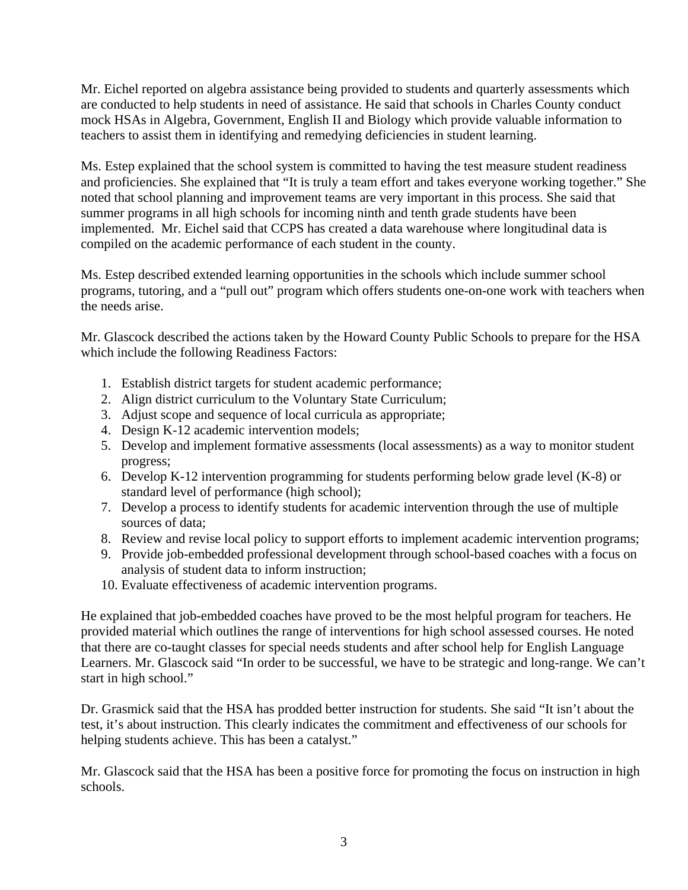Mr. Eichel reported on algebra assistance being provided to students and quarterly assessments which are conducted to help students in need of assistance. He said that schools in Charles County conduct mock HSAs in Algebra, Government, English II and Biology which provide valuable information to teachers to assist them in identifying and remedying deficiencies in student learning.

Ms. Estep explained that the school system is committed to having the test measure student readiness and proficiencies. She explained that "It is truly a team effort and takes everyone working together." She noted that school planning and improvement teams are very important in this process. She said that summer programs in all high schools for incoming ninth and tenth grade students have been implemented. Mr. Eichel said that CCPS has created a data warehouse where longitudinal data is compiled on the academic performance of each student in the county.

Ms. Estep described extended learning opportunities in the schools which include summer school programs, tutoring, and a "pull out" program which offers students one-on-one work with teachers when the needs arise.

Mr. Glascock described the actions taken by the Howard County Public Schools to prepare for the HSA which include the following Readiness Factors:

1. Establish district targets for student academic performance;
2. Align district curriculum to the Voluntary State Curriculum;
3. Adjust scope and sequence of local curricula as appropriate;
4. Design K-12 academic intervention models;
5. Develop and implement formative assessments (local assessments) as a way to monitor student progress;
6. Develop K-12 intervention programming for students performing below grade level (K-8) or standard level of performance (high school);
7. Develop a process to identify students for academic intervention through the use of multiple sources of data;
8. Review and revise local policy to support efforts to implement academic intervention programs;
9. Provide job-embedded professional development through school-based coaches with a focus on analysis of student data to inform instruction;
10. Evaluate effectiveness of academic intervention programs.

He explained that job-embedded coaches have proved to be the most helpful program for teachers. He provided material which outlines the range of interventions for high school assessed courses. He noted that there are co-taught classes for special needs students and after school help for English Language Learners. Mr. Glascock said "In order to be successful, we have to be strategic and long-range. We can't start in high school."

Dr. Grasmick said that the HSA has prodded better instruction for students. She said "It isn't about the test, it's about instruction. This clearly indicates the commitment and effectiveness of our schools for helping students achieve. This has been a catalyst."

Mr. Glascock said that the HSA has been a positive force for promoting the focus on instruction in high schools.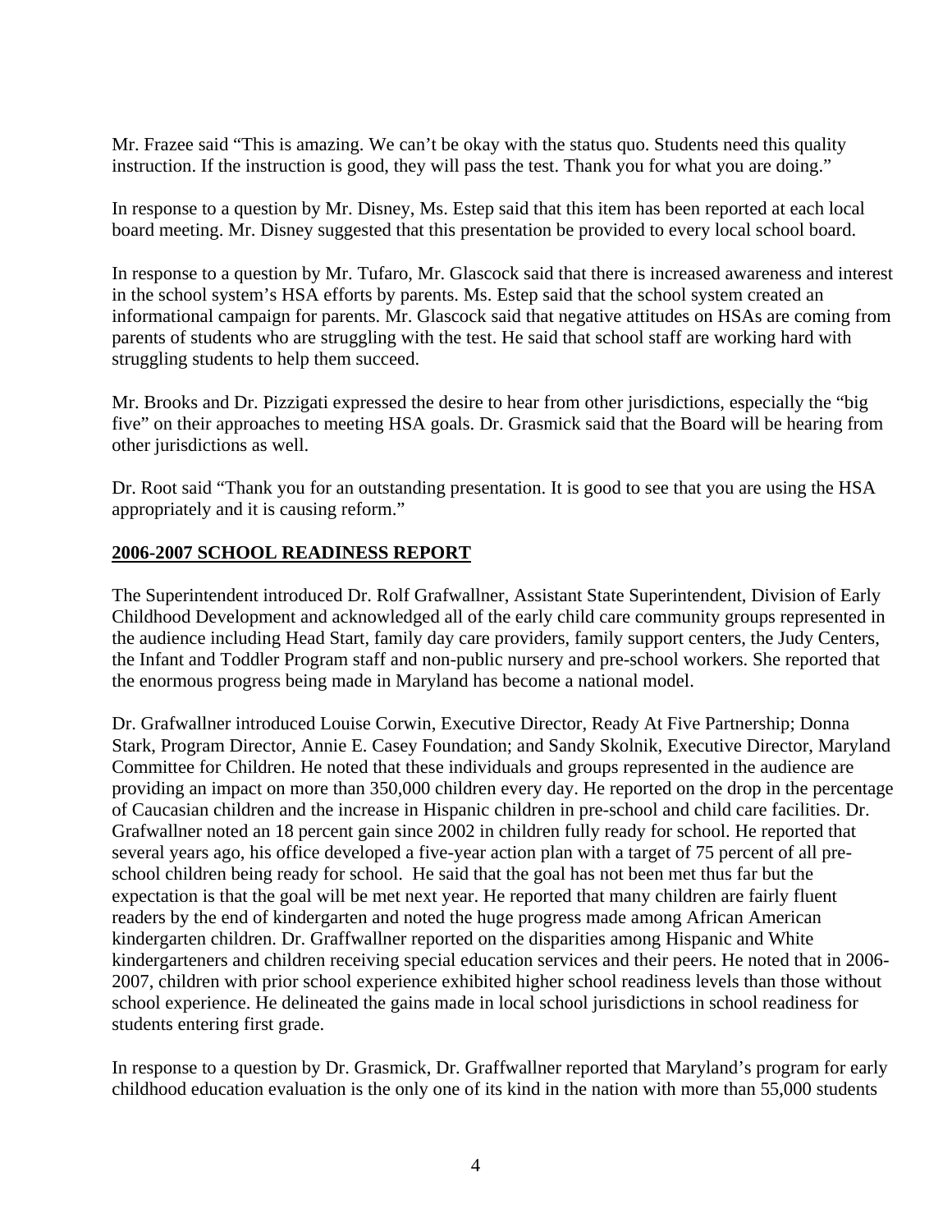Mr. Frazee said "This is amazing. We can't be okay with the status quo. Students need this quality instruction. If the instruction is good, they will pass the test. Thank you for what you are doing."

In response to a question by Mr. Disney, Ms. Estep said that this item has been reported at each local board meeting. Mr. Disney suggested that this presentation be provided to every local school board.

In response to a question by Mr. Tufaro, Mr. Glascock said that there is increased awareness and interest in the school system's HSA efforts by parents. Ms. Estep said that the school system created an informational campaign for parents. Mr. Glascock said that negative attitudes on HSAs are coming from parents of students who are struggling with the test. He said that school staff are working hard with struggling students to help them succeed.

Mr. Brooks and Dr. Pizzigati expressed the desire to hear from other jurisdictions, especially the "big five" on their approaches to meeting HSA goals. Dr. Grasmick said that the Board will be hearing from other jurisdictions as well.

Dr. Root said "Thank you for an outstanding presentation. It is good to see that you are using the HSA appropriately and it is causing reform."

## 2006-2007 SCHOOL READINESS REPORT

The Superintendent introduced Dr. Rolf Grafwallner, Assistant State Superintendent, Division of Early Childhood Development and acknowledged all of the early child care community groups represented in the audience including Head Start, family day care providers, family support centers, the Judy Centers, the Infant and Toddler Program staff and non-public nursery and pre-school workers. She reported that the enormous progress being made in Maryland has become a national model.

Dr. Grafwallner introduced Louise Corwin, Executive Director, Ready At Five Partnership; Donna Stark, Program Director, Annie E. Casey Foundation; and Sandy Skolnik, Executive Director, Maryland Committee for Children. He noted that these individuals and groups represented in the audience are providing an impact on more than 350,000 children every day. He reported on the drop in the percentage of Caucasian children and the increase in Hispanic children in pre-school and child care facilities. Dr. Grafwallner noted an 18 percent gain since 2002 in children fully ready for school. He reported that several years ago, his office developed a five-year action plan with a target of 75 percent of all pre-school children being ready for school. He said that the goal has not been met thus far but the expectation is that the goal will be met next year. He reported that many children are fairly fluent readers by the end of kindergarten and noted the huge progress made among African American kindergarten children. Dr. Graffwallner reported on the disparities among Hispanic and White kindergarteners and children receiving special education services and their peers. He noted that in 2006-2007, children with prior school experience exhibited higher school readiness levels than those without school experience. He delineated the gains made in local school jurisdictions in school readiness for students entering first grade.

In response to a question by Dr. Grasmick, Dr. Graffwallner reported that Maryland's program for early childhood education evaluation is the only one of its kind in the nation with more than 55,000 students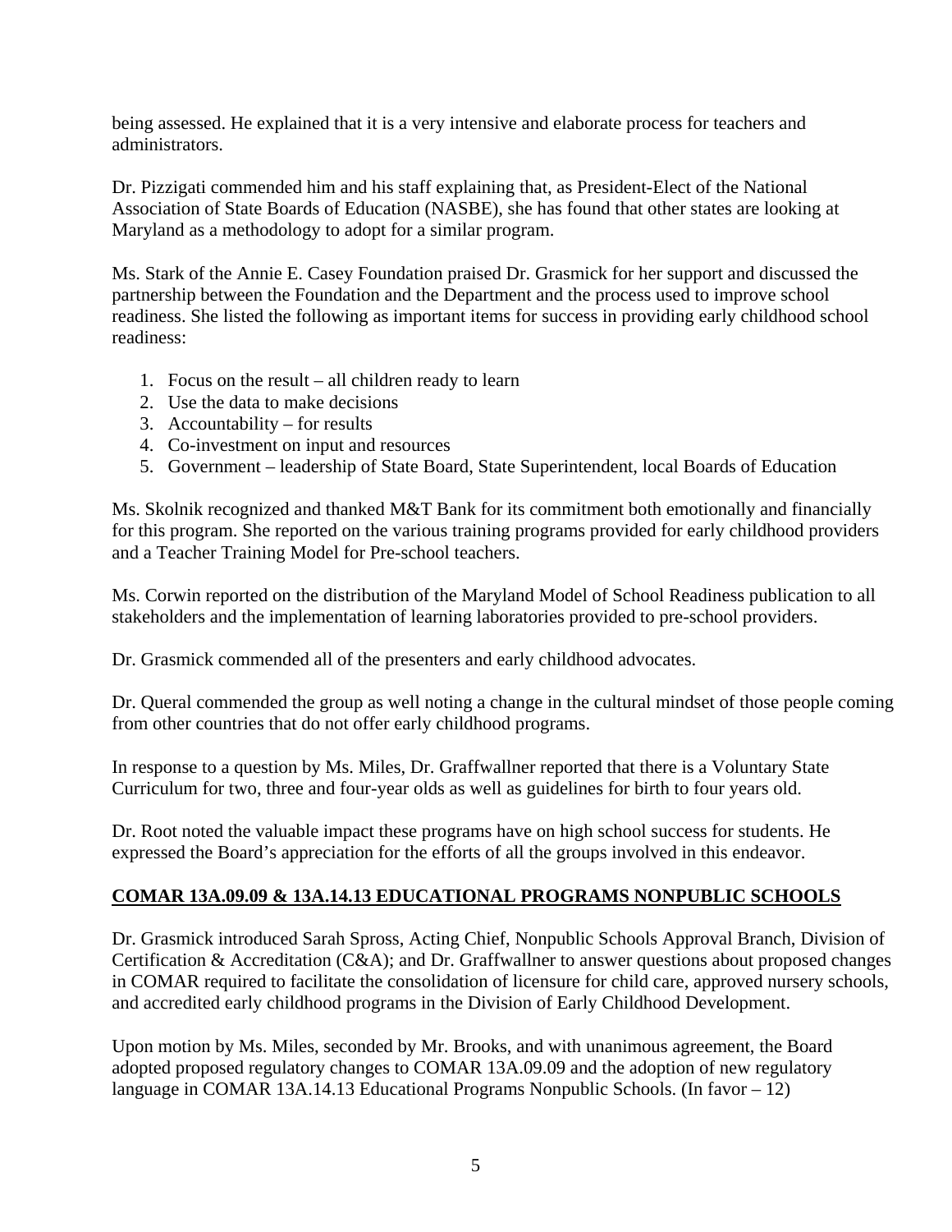being assessed. He explained that it is a very intensive and elaborate process for teachers and administrators.

Dr. Pizzigati commended him and his staff explaining that, as President-Elect of the National Association of State Boards of Education (NASBE), she has found that other states are looking at Maryland as a methodology to adopt for a similar program.

Ms. Stark of the Annie E. Casey Foundation praised Dr. Grasmick for her support and discussed the partnership between the Foundation and the Department and the process used to improve school readiness. She listed the following as important items for success in providing early childhood school readiness:

1. Focus on the result – all children ready to learn
2. Use the data to make decisions
3. Accountability – for results
4. Co-investment on input and resources
5. Government – leadership of State Board, State Superintendent, local Boards of Education

Ms. Skolnik recognized and thanked M&T Bank for its commitment both emotionally and financially for this program. She reported on the various training programs provided for early childhood providers and a Teacher Training Model for Pre-school teachers.

Ms. Corwin reported on the distribution of the Maryland Model of School Readiness publication to all stakeholders and the implementation of learning laboratories provided to pre-school providers.

Dr. Grasmick commended all of the presenters and early childhood advocates.

Dr. Queral commended the group as well noting a change in the cultural mindset of those people coming from other countries that do not offer early childhood programs.

In response to a question by Ms. Miles, Dr. Graffwallner reported that there is a Voluntary State Curriculum for two, three and four-year olds as well as guidelines for birth to four years old.

Dr. Root noted the valuable impact these programs have on high school success for students. He expressed the Board's appreciation for the efforts of all the groups involved in this endeavor.

## COMAR 13A.09.09 & 13A.14.13 EDUCATIONAL PROGRAMS NONPUBLIC SCHOOLS

Dr. Grasmick introduced Sarah Spross, Acting Chief, Nonpublic Schools Approval Branch, Division of Certification & Accreditation (C&A); and Dr. Graffwallner to answer questions about proposed changes in COMAR required to facilitate the consolidation of licensure for child care, approved nursery schools, and accredited early childhood programs in the Division of Early Childhood Development.

Upon motion by Ms. Miles, seconded by Mr. Brooks, and with unanimous agreement, the Board adopted proposed regulatory changes to COMAR 13A.09.09 and the adoption of new regulatory language in COMAR 13A.14.13 Educational Programs Nonpublic Schools. (In favor – 12)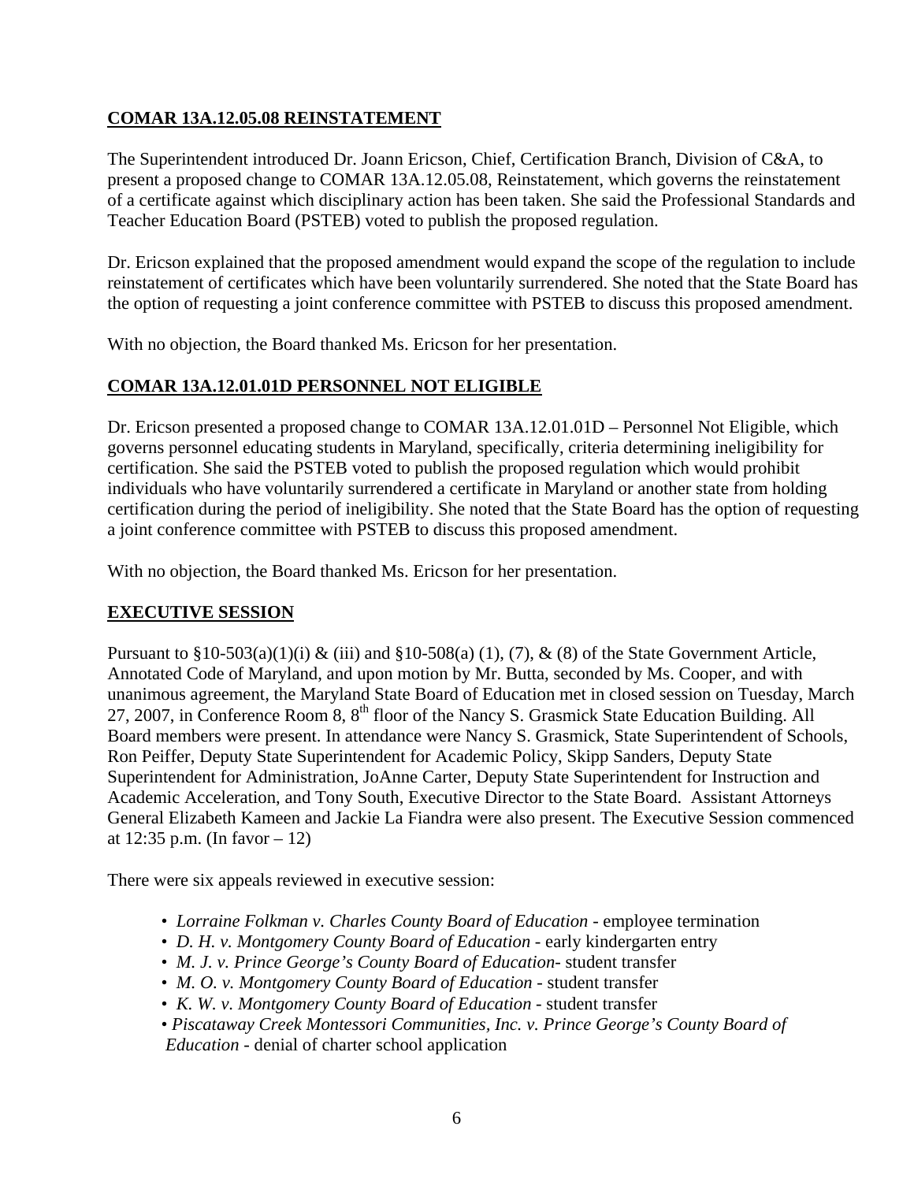## COMAR 13A.12.05.08 REINSTATEMENT

The Superintendent introduced Dr. Joann Ericson, Chief, Certification Branch, Division of C&A, to present a proposed change to COMAR 13A.12.05.08, Reinstatement, which governs the reinstatement of a certificate against which disciplinary action has been taken. She said the Professional Standards and Teacher Education Board (PSTEB) voted to publish the proposed regulation.

Dr. Ericson explained that the proposed amendment would expand the scope of the regulation to include reinstatement of certificates which have been voluntarily surrendered. She noted that the State Board has the option of requesting a joint conference committee with PSTEB to discuss this proposed amendment.

With no objection, the Board thanked Ms. Ericson for her presentation.

## COMAR 13A.12.01.01D PERSONNEL NOT ELIGIBLE

Dr. Ericson presented a proposed change to COMAR 13A.12.01.01D – Personnel Not Eligible, which governs personnel educating students in Maryland, specifically, criteria determining ineligibility for certification. She said the PSTEB voted to publish the proposed regulation which would prohibit individuals who have voluntarily surrendered a certificate in Maryland or another state from holding certification during the period of ineligibility. She noted that the State Board has the option of requesting a joint conference committee with PSTEB to discuss this proposed amendment.

With no objection, the Board thanked Ms. Ericson for her presentation.

## EXECUTIVE SESSION

Pursuant to §10-503(a)(1)(i) & (iii) and §10-508(a) (1), (7), & (8) of the State Government Article, Annotated Code of Maryland, and upon motion by Mr. Butta, seconded by Ms. Cooper, and with unanimous agreement, the Maryland State Board of Education met in closed session on Tuesday, March 27, 2007, in Conference Room 8, 8th floor of the Nancy S. Grasmick State Education Building. All Board members were present. In attendance were Nancy S. Grasmick, State Superintendent of Schools, Ron Peiffer, Deputy State Superintendent for Academic Policy, Skipp Sanders, Deputy State Superintendent for Administration, JoAnne Carter, Deputy State Superintendent for Instruction and Academic Acceleration, and Tony South, Executive Director to the State Board. Assistant Attorneys General Elizabeth Kameen and Jackie La Fiandra were also present. The Executive Session commenced at 12:35 p.m. (In favor – 12)

There were six appeals reviewed in executive session:

- *Lorraine Folkman v. Charles County Board of Education* - employee termination
- *D. H. v. Montgomery County Board of Education* - early kindergarten entry
- *M. J. v. Prince George's County Board of Education*- student transfer
- *M. O. v. Montgomery County Board of Education* - student transfer
- *K. W. v. Montgomery County Board of Education* - student transfer
- *Piscataway Creek Montessori Communities, Inc. v. Prince George's County Board of Education* - denial of charter school application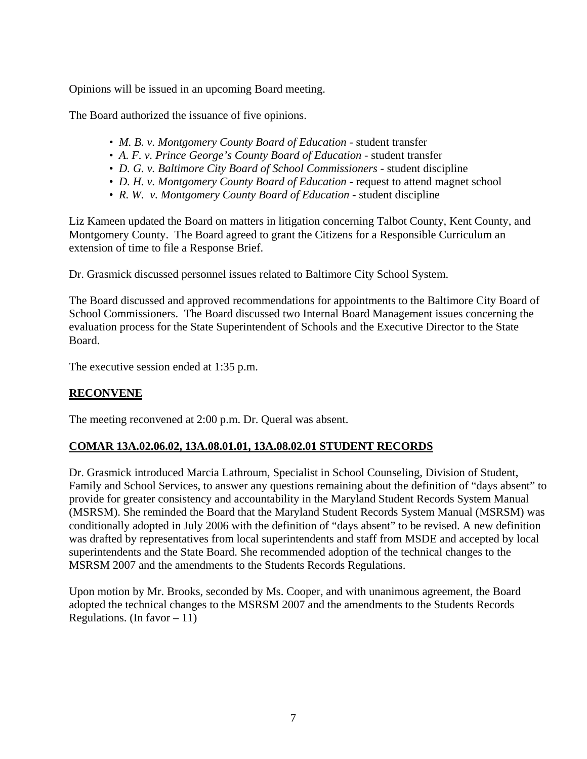Opinions will be issued in an upcoming Board meeting.

The Board authorized the issuance of five opinions.

- *M. B. v. Montgomery County Board of Education* - student transfer
- *A. F. v. Prince George's County Board of Education* - student transfer
- *D. G. v. Baltimore City Board of School Commissioners* - student discipline
- *D. H. v. Montgomery County Board of Education* - request to attend magnet school
- *R. W. v. Montgomery County Board of Education* - student discipline

Liz Kameen updated the Board on matters in litigation concerning Talbot County, Kent County, and Montgomery County. The Board agreed to grant the Citizens for a Responsible Curriculum an extension of time to file a Response Brief.

Dr. Grasmick discussed personnel issues related to Baltimore City School System.

The Board discussed and approved recommendations for appointments to the Baltimore City Board of School Commissioners. The Board discussed two Internal Board Management issues concerning the evaluation process for the State Superintendent of Schools and the Executive Director to the State Board.

The executive session ended at 1:35 p.m.

## RECONVENE

The meeting reconvened at 2:00 p.m. Dr. Queral was absent.

## COMAR 13A.02.06.02, 13A.08.01.01, 13A.08.02.01 STUDENT RECORDS

Dr. Grasmick introduced Marcia Lathroum, Specialist in School Counseling, Division of Student, Family and School Services, to answer any questions remaining about the definition of "days absent" to provide for greater consistency and accountability in the Maryland Student Records System Manual (MSRSM). She reminded the Board that the Maryland Student Records System Manual (MSRSM) was conditionally adopted in July 2006 with the definition of "days absent" to be revised. A new definition was drafted by representatives from local superintendents and staff from MSDE and accepted by local superintendents and the State Board. She recommended adoption of the technical changes to the MSRSM 2007 and the amendments to the Students Records Regulations.

Upon motion by Mr. Brooks, seconded by Ms. Cooper, and with unanimous agreement, the Board adopted the technical changes to the MSRSM 2007 and the amendments to the Students Records Regulations. (In favor – 11)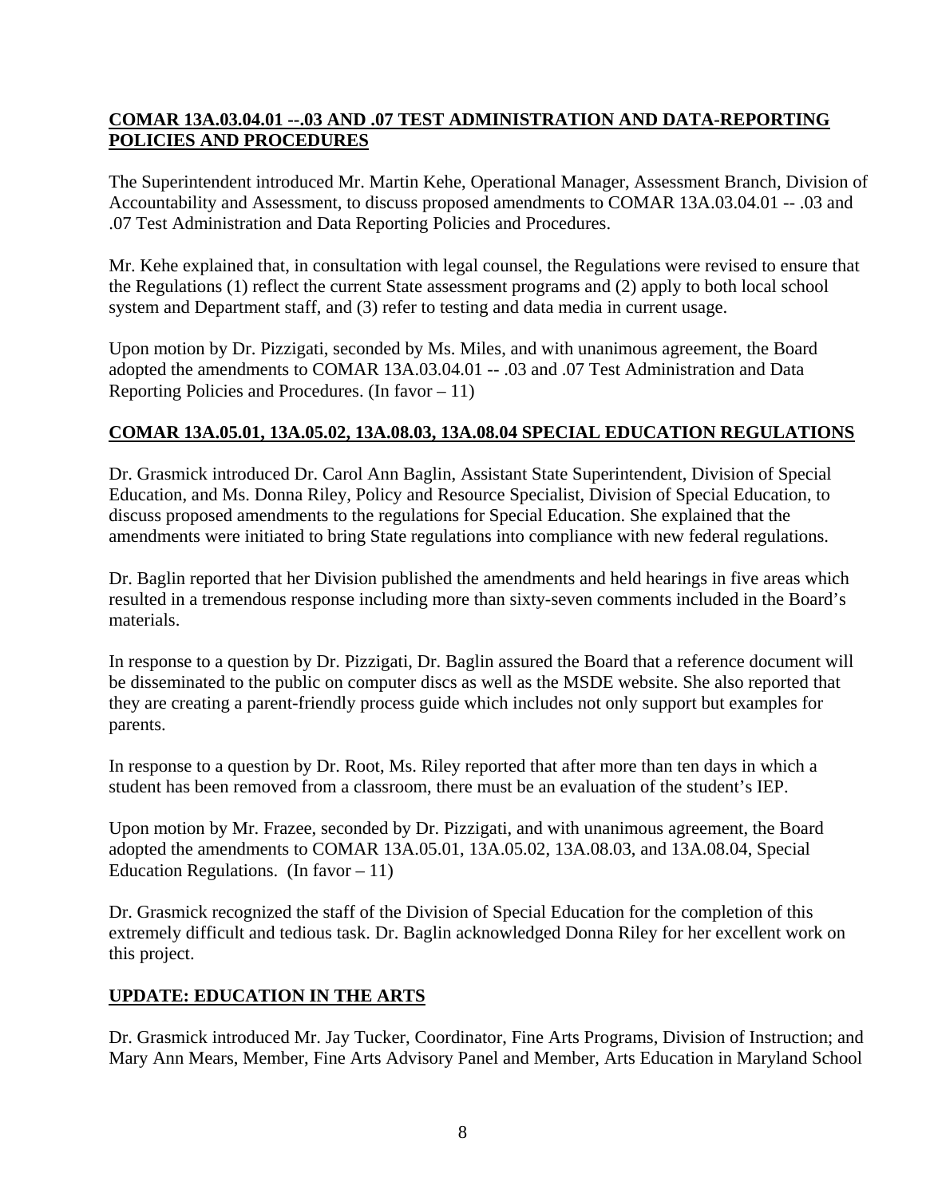**COMAR 13A.03.04.01 --.03 AND .07 TEST ADMINISTRATION AND DATA-REPORTING POLICIES AND PROCEDURES**

The Superintendent introduced Mr. Martin Kehe, Operational Manager, Assessment Branch, Division of Accountability and Assessment, to discuss proposed amendments to COMAR 13A.03.04.01 -- .03 and .07 Test Administration and Data Reporting Policies and Procedures.

Mr. Kehe explained that, in consultation with legal counsel, the Regulations were revised to ensure that the Regulations (1) reflect the current State assessment programs and (2) apply to both local school system and Department staff, and (3) refer to testing and data media in current usage.

Upon motion by Dr. Pizzigati, seconded by Ms. Miles, and with unanimous agreement, the Board adopted the amendments to COMAR 13A.03.04.01 -- .03 and .07 Test Administration and Data Reporting Policies and Procedures. (In favor – 11)

**COMAR 13A.05.01, 13A.05.02, 13A.08.03, 13A.08.04 SPECIAL EDUCATION REGULATIONS**

Dr. Grasmick introduced Dr. Carol Ann Baglin, Assistant State Superintendent, Division of Special Education, and Ms. Donna Riley, Policy and Resource Specialist, Division of Special Education, to discuss proposed amendments to the regulations for Special Education. She explained that the amendments were initiated to bring State regulations into compliance with new federal regulations.

Dr. Baglin reported that her Division published the amendments and held hearings in five areas which resulted in a tremendous response including more than sixty-seven comments included in the Board's materials.

In response to a question by Dr. Pizzigati, Dr. Baglin assured the Board that a reference document will be disseminated to the public on computer discs as well as the MSDE website. She also reported that they are creating a parent-friendly process guide which includes not only support but examples for parents.

In response to a question by Dr. Root, Ms. Riley reported that after more than ten days in which a student has been removed from a classroom, there must be an evaluation of the student's IEP.

Upon motion by Mr. Frazee, seconded by Dr. Pizzigati, and with unanimous agreement, the Board adopted the amendments to COMAR 13A.05.01, 13A.05.02, 13A.08.03, and 13A.08.04, Special Education Regulations. (In favor – 11)

Dr. Grasmick recognized the staff of the Division of Special Education for the completion of this extremely difficult and tedious task. Dr. Baglin acknowledged Donna Riley for her excellent work on this project.

**UPDATE: EDUCATION IN THE ARTS**

Dr. Grasmick introduced Mr. Jay Tucker, Coordinator, Fine Arts Programs, Division of Instruction; and Mary Ann Mears, Member, Fine Arts Advisory Panel and Member, Arts Education in Maryland School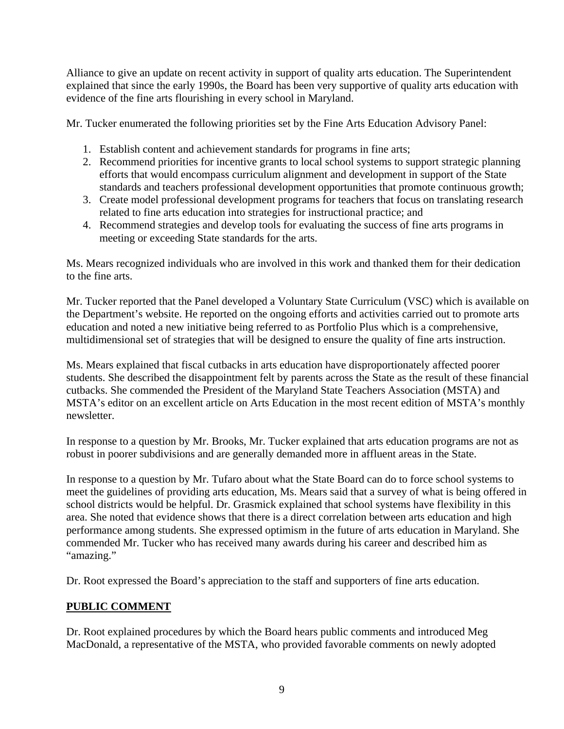Alliance to give an update on recent activity in support of quality arts education. The Superintendent explained that since the early 1990s, the Board has been very supportive of quality arts education with evidence of the fine arts flourishing in every school in Maryland.

Mr. Tucker enumerated the following priorities set by the Fine Arts Education Advisory Panel:

1. Establish content and achievement standards for programs in fine arts;
2. Recommend priorities for incentive grants to local school systems to support strategic planning efforts that would encompass curriculum alignment and development in support of the State standards and teachers professional development opportunities that promote continuous growth;
3. Create model professional development programs for teachers that focus on translating research related to fine arts education into strategies for instructional practice; and
4. Recommend strategies and develop tools for evaluating the success of fine arts programs in meeting or exceeding State standards for the arts.

Ms. Mears recognized individuals who are involved in this work and thanked them for their dedication to the fine arts.

Mr. Tucker reported that the Panel developed a Voluntary State Curriculum (VSC) which is available on the Department's website. He reported on the ongoing efforts and activities carried out to promote arts education and noted a new initiative being referred to as Portfolio Plus which is a comprehensive, multidimensional set of strategies that will be designed to ensure the quality of fine arts instruction.

Ms. Mears explained that fiscal cutbacks in arts education have disproportionately affected poorer students. She described the disappointment felt by parents across the State as the result of these financial cutbacks. She commended the President of the Maryland State Teachers Association (MSTA) and MSTA's editor on an excellent article on Arts Education in the most recent edition of MSTA's monthly newsletter.

In response to a question by Mr. Brooks, Mr. Tucker explained that arts education programs are not as robust in poorer subdivisions and are generally demanded more in affluent areas in the State.

In response to a question by Mr. Tufaro about what the State Board can do to force school systems to meet the guidelines of providing arts education, Ms. Mears said that a survey of what is being offered in school districts would be helpful. Dr. Grasmick explained that school systems have flexibility in this area. She noted that evidence shows that there is a direct correlation between arts education and high performance among students. She expressed optimism in the future of arts education in Maryland. She commended Mr. Tucker who has received many awards during his career and described him as "amazing."

Dr. Root expressed the Board's appreciation to the staff and supporters of fine arts education.

## **PUBLIC COMMENT**

Dr. Root explained procedures by which the Board hears public comments and introduced Meg MacDonald, a representative of the MSTA, who provided favorable comments on newly adopted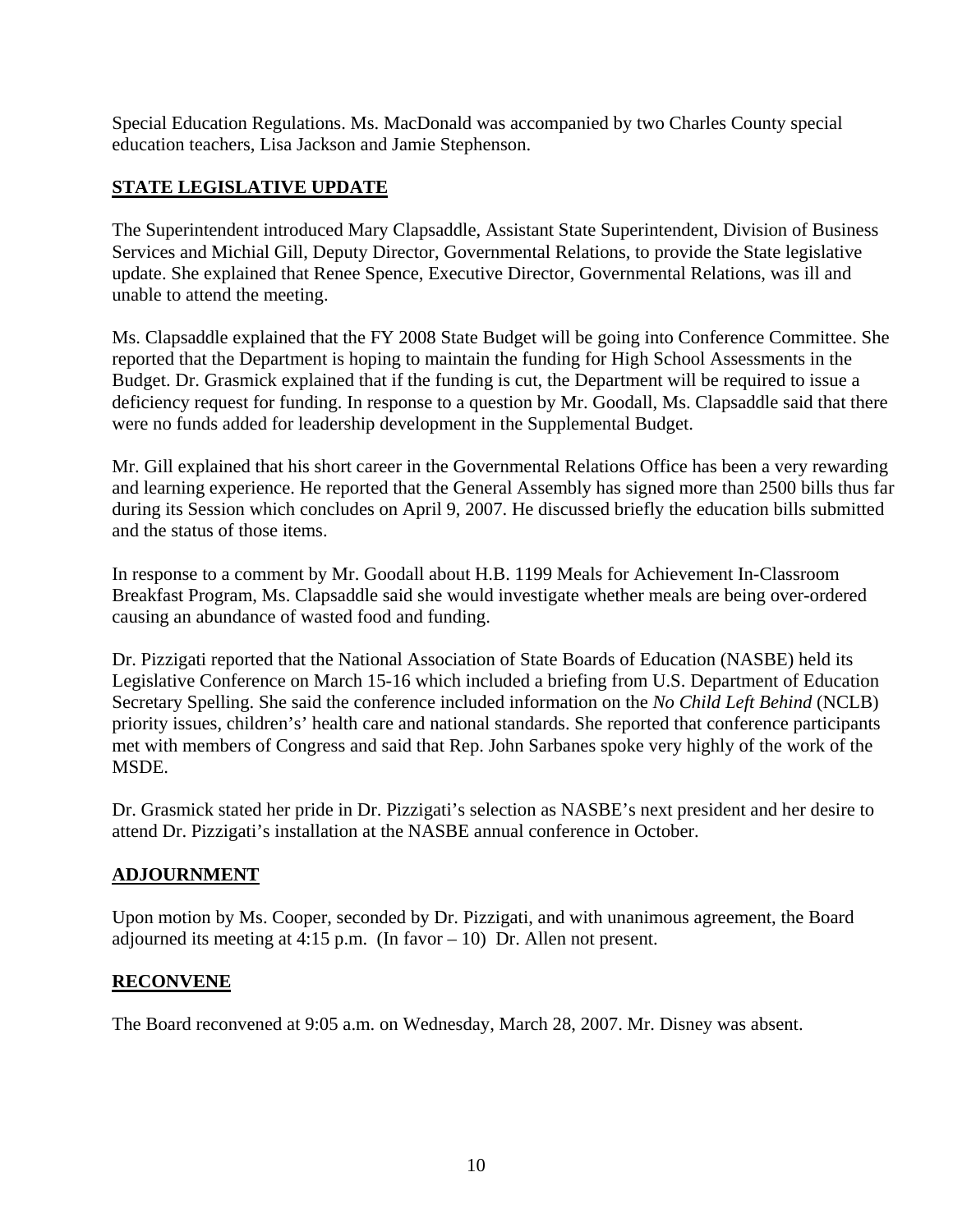Special Education Regulations. Ms. MacDonald was accompanied by two Charles County special education teachers, Lisa Jackson and Jamie Stephenson.

## STATE LEGISLATIVE UPDATE

The Superintendent introduced Mary Clapsaddle, Assistant State Superintendent, Division of Business Services and Michial Gill, Deputy Director, Governmental Relations, to provide the State legislative update. She explained that Renee Spence, Executive Director, Governmental Relations, was ill and unable to attend the meeting.

Ms. Clapsaddle explained that the FY 2008 State Budget will be going into Conference Committee. She reported that the Department is hoping to maintain the funding for High School Assessments in the Budget. Dr. Grasmick explained that if the funding is cut, the Department will be required to issue a deficiency request for funding. In response to a question by Mr. Goodall, Ms. Clapsaddle said that there were no funds added for leadership development in the Supplemental Budget.

Mr. Gill explained that his short career in the Governmental Relations Office has been a very rewarding and learning experience. He reported that the General Assembly has signed more than 2500 bills thus far during its Session which concludes on April 9, 2007. He discussed briefly the education bills submitted and the status of those items.

In response to a comment by Mr. Goodall about H.B. 1199 Meals for Achievement In-Classroom Breakfast Program, Ms. Clapsaddle said she would investigate whether meals are being over-ordered causing an abundance of wasted food and funding.

Dr. Pizzigati reported that the National Association of State Boards of Education (NASBE) held its Legislative Conference on March 15-16 which included a briefing from U.S. Department of Education Secretary Spelling. She said the conference included information on the *No Child Left Behind* (NCLB) priority issues, children's' health care and national standards. She reported that conference participants met with members of Congress and said that Rep. John Sarbanes spoke very highly of the work of the MSDE.

Dr. Grasmick stated her pride in Dr. Pizzigati's selection as NASBE's next president and her desire to attend Dr. Pizzigati's installation at the NASBE annual conference in October.

## ADJOURNMENT

Upon motion by Ms. Cooper, seconded by Dr. Pizzigati, and with unanimous agreement, the Board adjourned its meeting at 4:15 p.m. (In favor – 10) Dr. Allen not present.

## RECONVENE

The Board reconvened at 9:05 a.m. on Wednesday, March 28, 2007. Mr. Disney was absent.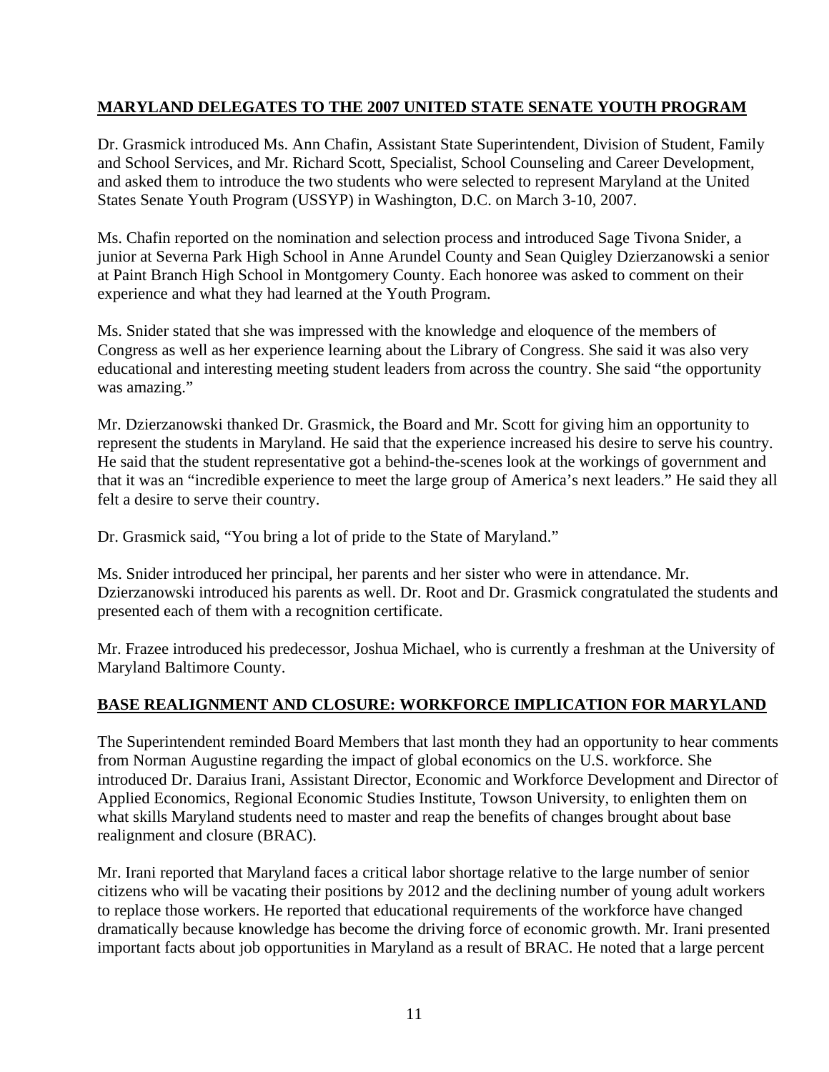## MARYLAND DELEGATES TO THE 2007 UNITED STATE SENATE YOUTH PROGRAM

Dr. Grasmick introduced Ms. Ann Chafin, Assistant State Superintendent, Division of Student, Family and School Services, and Mr. Richard Scott, Specialist, School Counseling and Career Development, and asked them to introduce the two students who were selected to represent Maryland at the United States Senate Youth Program (USSYP) in Washington, D.C. on March 3-10, 2007.

Ms. Chafin reported on the nomination and selection process and introduced Sage Tivona Snider, a junior at Severna Park High School in Anne Arundel County and Sean Quigley Dzierzanowski a senior at Paint Branch High School in Montgomery County. Each honoree was asked to comment on their experience and what they had learned at the Youth Program.

Ms. Snider stated that she was impressed with the knowledge and eloquence of the members of Congress as well as her experience learning about the Library of Congress. She said it was also very educational and interesting meeting student leaders from across the country. She said "the opportunity was amazing."

Mr. Dzierzanowski thanked Dr. Grasmick, the Board and Mr. Scott for giving him an opportunity to represent the students in Maryland. He said that the experience increased his desire to serve his country. He said that the student representative got a behind-the-scenes look at the workings of government and that it was an "incredible experience to meet the large group of America's next leaders." He said they all felt a desire to serve their country.

Dr. Grasmick said, "You bring a lot of pride to the State of Maryland."

Ms. Snider introduced her principal, her parents and her sister who were in attendance. Mr. Dzierzanowski introduced his parents as well. Dr. Root and Dr. Grasmick congratulated the students and presented each of them with a recognition certificate.

Mr. Frazee introduced his predecessor, Joshua Michael, who is currently a freshman at the University of Maryland Baltimore County.

## BASE REALIGNMENT AND CLOSURE: WORKFORCE IMPLICATION FOR MARYLAND

The Superintendent reminded Board Members that last month they had an opportunity to hear comments from Norman Augustine regarding the impact of global economics on the U.S. workforce. She introduced Dr. Daraius Irani, Assistant Director, Economic and Workforce Development and Director of Applied Economics, Regional Economic Studies Institute, Towson University, to enlighten them on what skills Maryland students need to master and reap the benefits of changes brought about base realignment and closure (BRAC).

Mr. Irani reported that Maryland faces a critical labor shortage relative to the large number of senior citizens who will be vacating their positions by 2012 and the declining number of young adult workers to replace those workers. He reported that educational requirements of the workforce have changed dramatically because knowledge has become the driving force of economic growth. Mr. Irani presented important facts about job opportunities in Maryland as a result of BRAC. He noted that a large percent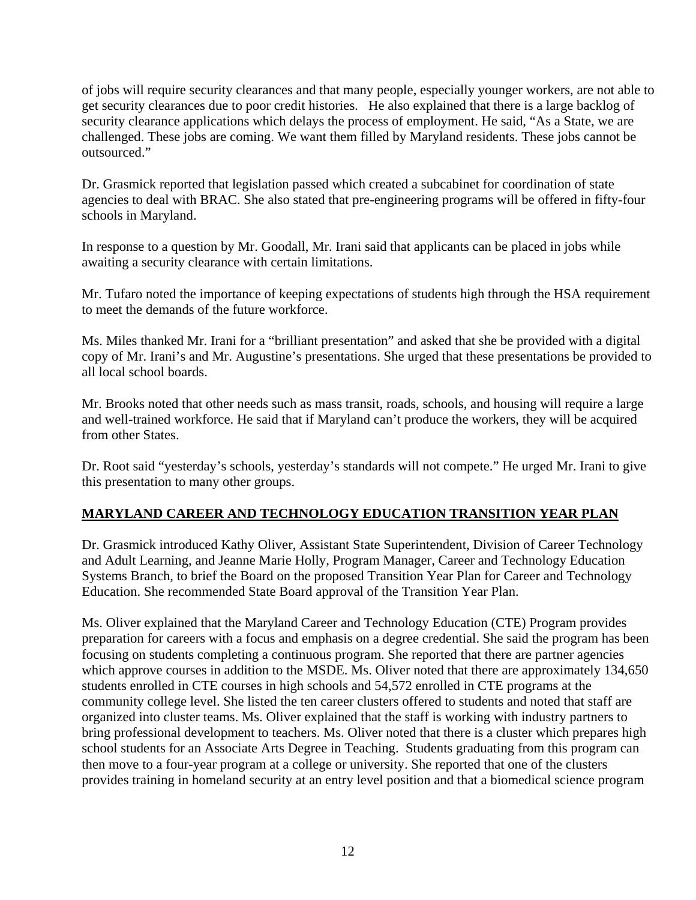of jobs will require security clearances and that many people, especially younger workers, are not able to get security clearances due to poor credit histories. He also explained that there is a large backlog of security clearance applications which delays the process of employment. He said, "As a State, we are challenged. These jobs are coming. We want them filled by Maryland residents. These jobs cannot be outsourced."

Dr. Grasmick reported that legislation passed which created a subcabinet for coordination of state agencies to deal with BRAC. She also stated that pre-engineering programs will be offered in fifty-four schools in Maryland.

In response to a question by Mr. Goodall, Mr. Irani said that applicants can be placed in jobs while awaiting a security clearance with certain limitations.

Mr. Tufaro noted the importance of keeping expectations of students high through the HSA requirement to meet the demands of the future workforce.

Ms. Miles thanked Mr. Irani for a "brilliant presentation" and asked that she be provided with a digital copy of Mr. Irani's and Mr. Augustine's presentations. She urged that these presentations be provided to all local school boards.

Mr. Brooks noted that other needs such as mass transit, roads, schools, and housing will require a large and well-trained workforce. He said that if Maryland can't produce the workers, they will be acquired from other States.

Dr. Root said "yesterday's schools, yesterday's standards will not compete." He urged Mr. Irani to give this presentation to many other groups.

## MARYLAND CAREER AND TECHNOLOGY EDUCATION TRANSITION YEAR PLAN

Dr. Grasmick introduced Kathy Oliver, Assistant State Superintendent, Division of Career Technology and Adult Learning, and Jeanne Marie Holly, Program Manager, Career and Technology Education Systems Branch, to brief the Board on the proposed Transition Year Plan for Career and Technology Education. She recommended State Board approval of the Transition Year Plan.

Ms. Oliver explained that the Maryland Career and Technology Education (CTE) Program provides preparation for careers with a focus and emphasis on a degree credential. She said the program has been focusing on students completing a continuous program. She reported that there are partner agencies which approve courses in addition to the MSDE. Ms. Oliver noted that there are approximately 134,650 students enrolled in CTE courses in high schools and 54,572 enrolled in CTE programs at the community college level. She listed the ten career clusters offered to students and noted that staff are organized into cluster teams. Ms. Oliver explained that the staff is working with industry partners to bring professional development to teachers. Ms. Oliver noted that there is a cluster which prepares high school students for an Associate Arts Degree in Teaching. Students graduating from this program can then move to a four-year program at a college or university. She reported that one of the clusters provides training in homeland security at an entry level position and that a biomedical science program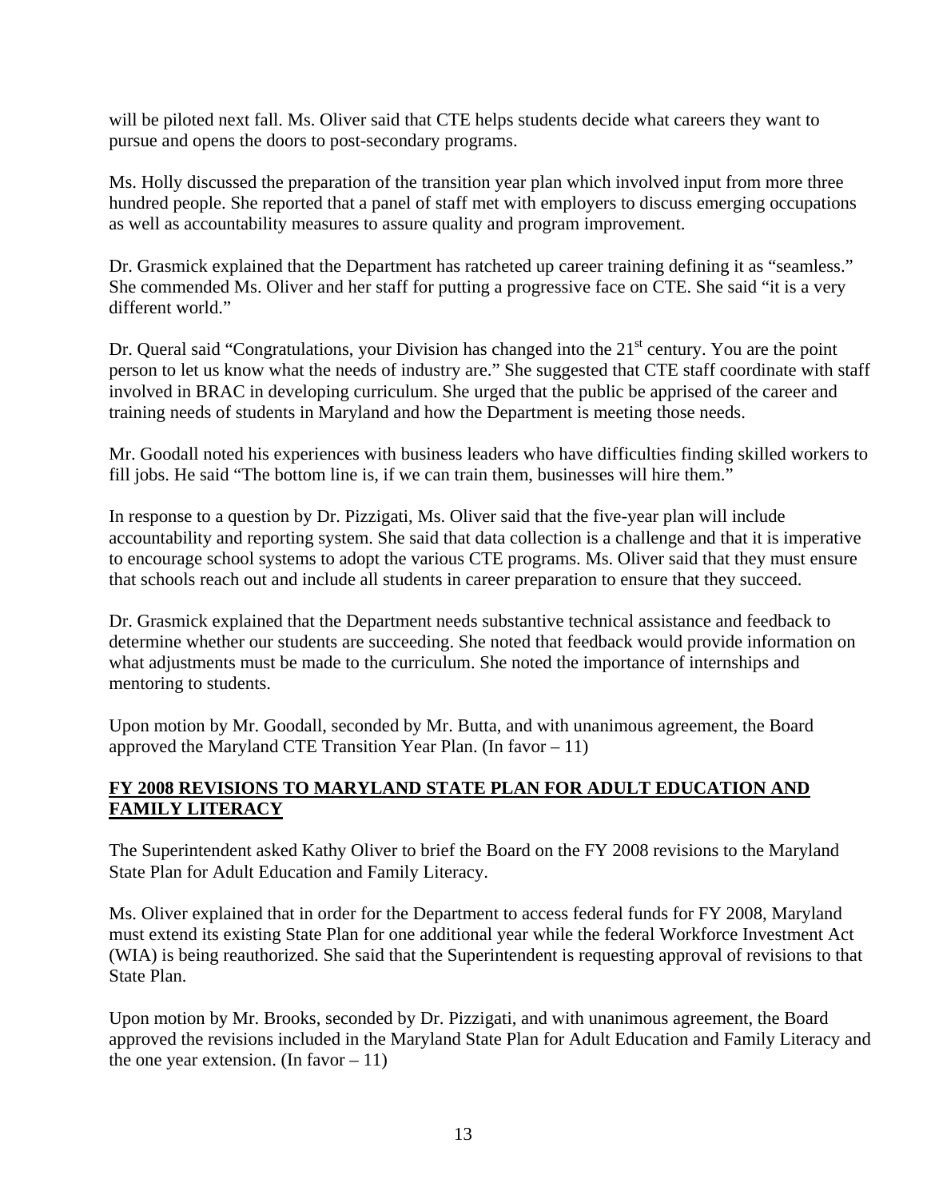will be piloted next fall. Ms. Oliver said that CTE helps students decide what careers they want to pursue and opens the doors to post-secondary programs.

Ms. Holly discussed the preparation of the transition year plan which involved input from more three hundred people. She reported that a panel of staff met with employers to discuss emerging occupations as well as accountability measures to assure quality and program improvement.

Dr. Grasmick explained that the Department has ratcheted up career training defining it as "seamless." She commended Ms. Oliver and her staff for putting a progressive face on CTE. She said "it is a very different world."

Dr. Queral said "Congratulations, your Division has changed into the 21st century. You are the point person to let us know what the needs of industry are." She suggested that CTE staff coordinate with staff involved in BRAC in developing curriculum. She urged that the public be apprised of the career and training needs of students in Maryland and how the Department is meeting those needs.

Mr. Goodall noted his experiences with business leaders who have difficulties finding skilled workers to fill jobs. He said "The bottom line is, if we can train them, businesses will hire them."

In response to a question by Dr. Pizzigati, Ms. Oliver said that the five-year plan will include accountability and reporting system. She said that data collection is a challenge and that it is imperative to encourage school systems to adopt the various CTE programs. Ms. Oliver said that they must ensure that schools reach out and include all students in career preparation to ensure that they succeed.

Dr. Grasmick explained that the Department needs substantive technical assistance and feedback to determine whether our students are succeeding. She noted that feedback would provide information on what adjustments must be made to the curriculum. She noted the importance of internships and mentoring to students.

Upon motion by Mr. Goodall, seconded by Mr. Butta, and with unanimous agreement, the Board approved the Maryland CTE Transition Year Plan. (In favor – 11)

## FY 2008 REVISIONS TO MARYLAND STATE PLAN FOR ADULT EDUCATION AND FAMILY LITERACY

The Superintendent asked Kathy Oliver to brief the Board on the FY 2008 revisions to the Maryland State Plan for Adult Education and Family Literacy.

Ms. Oliver explained that in order for the Department to access federal funds for FY 2008, Maryland must extend its existing State Plan for one additional year while the federal Workforce Investment Act (WIA) is being reauthorized. She said that the Superintendent is requesting approval of revisions to that State Plan.

Upon motion by Mr. Brooks, seconded by Dr. Pizzigati, and with unanimous agreement, the Board approved the revisions included in the Maryland State Plan for Adult Education and Family Literacy and the one year extension. (In favor – 11)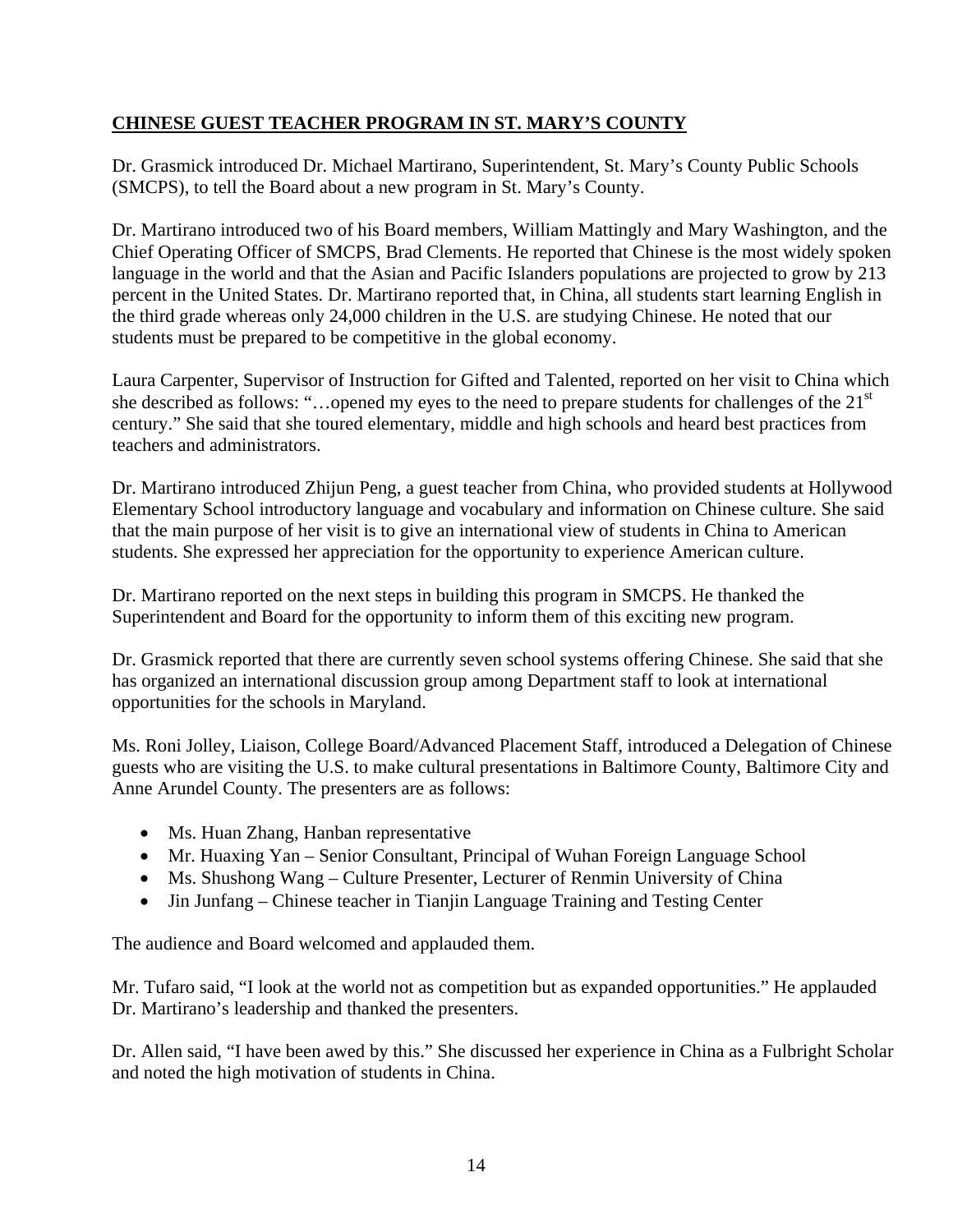## CHINESE GUEST TEACHER PROGRAM IN ST. MARY'S COUNTY

Dr. Grasmick introduced Dr. Michael Martirano, Superintendent, St. Mary's County Public Schools (SMCPS), to tell the Board about a new program in St. Mary's County.

Dr. Martirano introduced two of his Board members, William Mattingly and Mary Washington, and the Chief Operating Officer of SMCPS, Brad Clements. He reported that Chinese is the most widely spoken language in the world and that the Asian and Pacific Islanders populations are projected to grow by 213 percent in the United States. Dr. Martirano reported that, in China, all students start learning English in the third grade whereas only 24,000 children in the U.S. are studying Chinese. He noted that our students must be prepared to be competitive in the global economy.

Laura Carpenter, Supervisor of Instruction for Gifted and Talented, reported on her visit to China which she described as follows: "…opened my eyes to the need to prepare students for challenges of the 21st century." She said that she toured elementary, middle and high schools and heard best practices from teachers and administrators.

Dr. Martirano introduced Zhijun Peng, a guest teacher from China, who provided students at Hollywood Elementary School introductory language and vocabulary and information on Chinese culture. She said that the main purpose of her visit is to give an international view of students in China to American students. She expressed her appreciation for the opportunity to experience American culture.

Dr. Martirano reported on the next steps in building this program in SMCPS. He thanked the Superintendent and Board for the opportunity to inform them of this exciting new program.

Dr. Grasmick reported that there are currently seven school systems offering Chinese. She said that she has organized an international discussion group among Department staff to look at international opportunities for the schools in Maryland.

Ms. Roni Jolley, Liaison, College Board/Advanced Placement Staff, introduced a Delegation of Chinese guests who are visiting the U.S. to make cultural presentations in Baltimore County, Baltimore City and Anne Arundel County. The presenters are as follows:

- Ms. Huan Zhang, Hanban representative
- Mr. Huaxing Yan – Senior Consultant, Principal of Wuhan Foreign Language School
- Ms. Shushong Wang – Culture Presenter, Lecturer of Renmin University of China
- Jin Junfang – Chinese teacher in Tianjin Language Training and Testing Center

The audience and Board welcomed and applauded them.

Mr. Tufaro said, "I look at the world not as competition but as expanded opportunities." He applauded Dr. Martirano's leadership and thanked the presenters.

Dr. Allen said, "I have been awed by this." She discussed her experience in China as a Fulbright Scholar and noted the high motivation of students in China.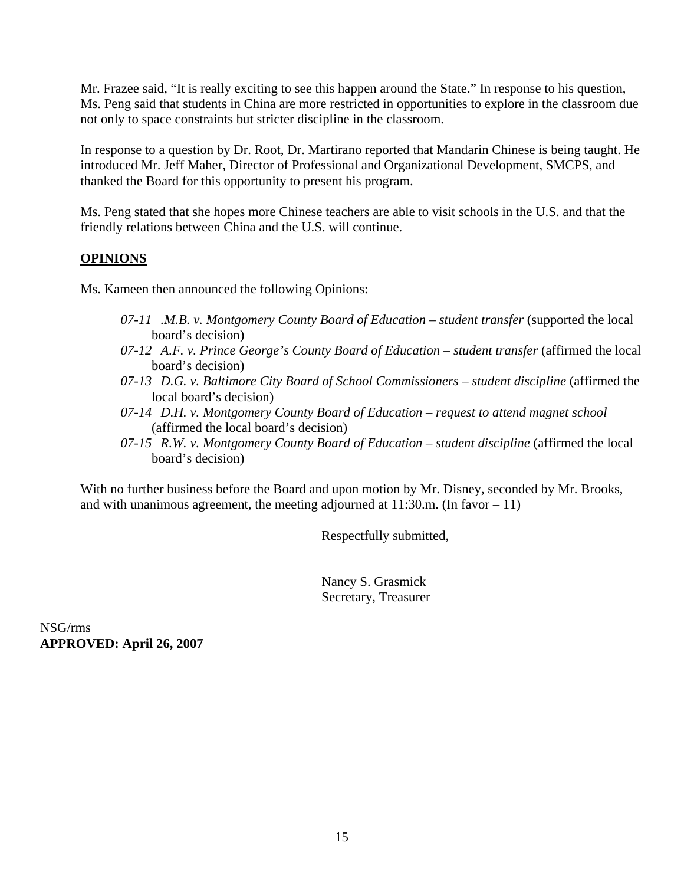Mr. Frazee said, "It is really exciting to see this happen around the State." In response to his question, Ms. Peng said that students in China are more restricted in opportunities to explore in the classroom due not only to space constraints but stricter discipline in the classroom.

In response to a question by Dr. Root, Dr. Martirano reported that Mandarin Chinese is being taught. He introduced Mr. Jeff Maher, Director of Professional and Organizational Development, SMCPS, and thanked the Board for this opportunity to present his program.

Ms. Peng stated that she hopes more Chinese teachers are able to visit schools in the U.S. and that the friendly relations between China and the U.S. will continue.

**OPINIONS**

Ms. Kameen then announced the following Opinions:

- *07-11 .M.B. v. Montgomery County Board of Education – student transfer* (supported the local board's decision)
- *07-12 A.F. v. Prince George's County Board of Education – student transfer* (affirmed the local board's decision)
- *07-13 D.G. v. Baltimore City Board of School Commissioners – student discipline* (affirmed the local board's decision)
- *07-14 D.H. v. Montgomery County Board of Education – request to attend magnet school* (affirmed the local board's decision)
- *07-15 R.W. v. Montgomery County Board of Education – student discipline* (affirmed the local board's decision)

With no further business before the Board and upon motion by Mr. Disney, seconded by Mr. Brooks, and with unanimous agreement, the meeting adjourned at 11:30.m. (In favor – 11)

Respectfully submitted,

Nancy S. Grasmick
Secretary, Treasurer

NSG/rms
**APPROVED: April 26, 2007**